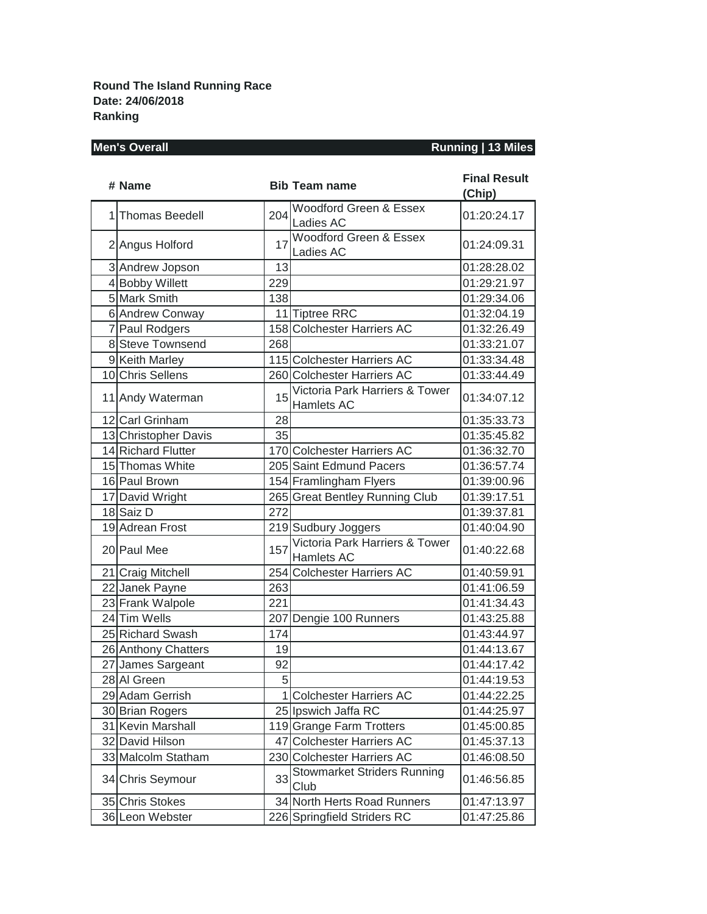**Round The Island Running Race**
**Date: 24/06/2018**
**Ranking**

**Men's Overall** **Running | 13 Miles**

| # | Name | Bib | Team name | Final Result (Chip) |
|---|---|---|---|---|
| 1 | Thomas Beedell | 204 | Woodford Green & Essex Ladies AC | 01:20:24.17 |
| 2 | Angus Holford | 17 | Woodford Green & Essex Ladies AC | 01:24:09.31 |
| 3 | Andrew Jopson | 13 | | 01:28:28.02 |
| 4 | Bobby Willett | 229 | | 01:29:21.97 |
| 5 | Mark Smith | 138 | | 01:29:34.06 |
| 6 | Andrew Conway | 11 | Tiptree RRC | 01:32:04.19 |
| 7 | Paul Rodgers | 158 | Colchester Harriers AC | 01:32:26.49 |
| 8 | Steve Townsend | 268 | | 01:33:21.07 |
| 9 | Keith Marley | 115 | Colchester Harriers AC | 01:33:34.48 |
| 10 | Chris Sellens | 260 | Colchester Harriers AC | 01:33:44.49 |
| 11 | Andy Waterman | 15 | Victoria Park Harriers & Tower Hamlets AC | 01:34:07.12 |
| 12 | Carl Grinham | 28 | | 01:35:33.73 |
| 13 | Christopher Davis | 35 | | 01:35:45.82 |
| 14 | Richard Flutter | 170 | Colchester Harriers AC | 01:36:32.70 |
| 15 | Thomas White | 205 | Saint Edmund Pacers | 01:36:57.74 |
| 16 | Paul Brown | 154 | Framlingham Flyers | 01:39:00.96 |
| 17 | David Wright | 265 | Great Bentley Running Club | 01:39:17.51 |
| 18 | Saiz D | 272 | | 01:39:37.81 |
| 19 | Adrean Frost | 219 | Sudbury Joggers | 01:40:04.90 |
| 20 | Paul Mee | 157 | Victoria Park Harriers & Tower Hamlets AC | 01:40:22.68 |
| 21 | Craig Mitchell | 254 | Colchester Harriers AC | 01:40:59.91 |
| 22 | Janek Payne | 263 | | 01:41:06.59 |
| 23 | Frank Walpole | 221 | | 01:41:34.43 |
| 24 | Tim Wells | 207 | Dengie 100 Runners | 01:43:25.88 |
| 25 | Richard Swash | 174 | | 01:43:44.97 |
| 26 | Anthony Chatters | 19 | | 01:44:13.67 |
| 27 | James Sargeant | 92 | | 01:44:17.42 |
| 28 | Al Green | 5 | | 01:44:19.53 |
| 29 | Adam Gerrish | 1 | Colchester Harriers AC | 01:44:22.25 |
| 30 | Brian Rogers | 25 | Ipswich Jaffa RC | 01:44:25.97 |
| 31 | Kevin Marshall | 119 | Grange Farm Trotters | 01:45:00.85 |
| 32 | David Hilson | 47 | Colchester Harriers AC | 01:45:37.13 |
| 33 | Malcolm Statham | 230 | Colchester Harriers AC | 01:46:08.50 |
| 34 | Chris Seymour | 33 | Stowmarket Striders Running Club | 01:46:56.85 |
| 35 | Chris Stokes | 34 | North Herts Road Runners | 01:47:13.97 |
| 36 | Leon Webster | 226 | Springfield Striders RC | 01:47:25.86 |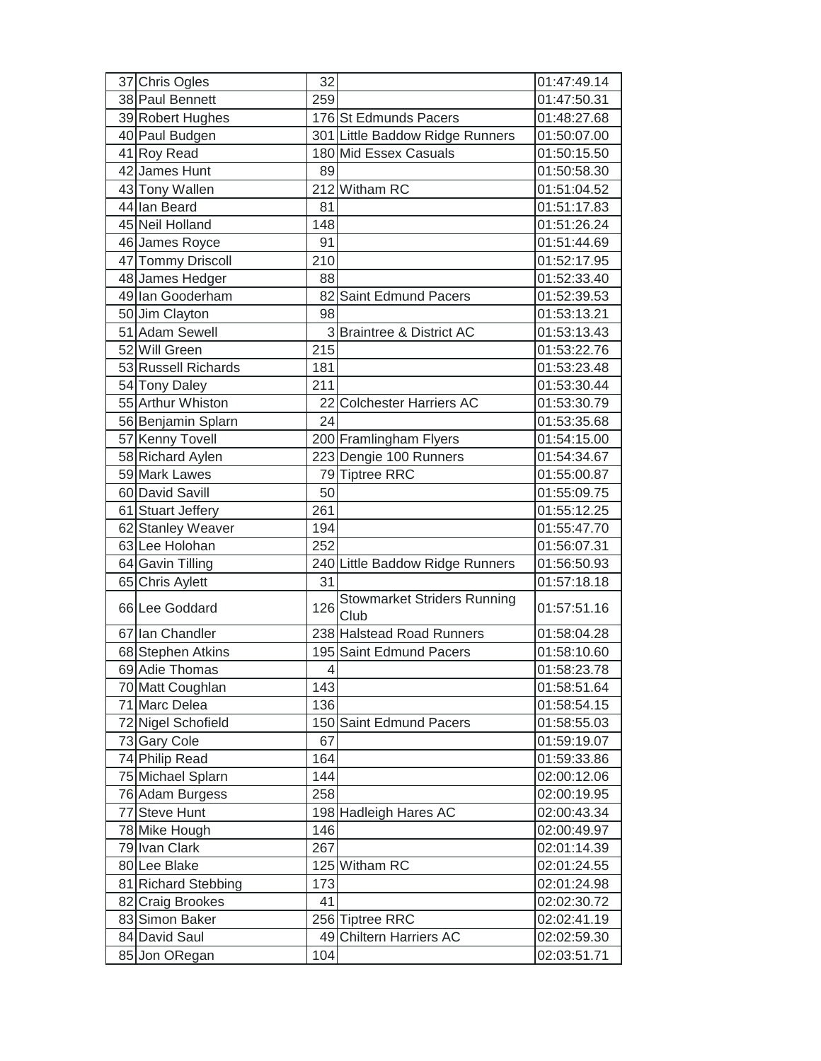| | | | | |
|---|---|---|---|---|
| 37 | Chris Ogles | 32 | | 01:47:49.14 |
| 38 | Paul Bennett | 259 | | 01:47:50.31 |
| 39 | Robert Hughes | 176 | St Edmunds Pacers | 01:48:27.68 |
| 40 | Paul Budgen | 301 | Little Baddow Ridge Runners | 01:50:07.00 |
| 41 | Roy Read | 180 | Mid Essex Casuals | 01:50:15.50 |
| 42 | James Hunt | 89 | | 01:50:58.30 |
| 43 | Tony Wallen | 212 | Witham RC | 01:51:04.52 |
| 44 | Ian Beard | 81 | | 01:51:17.83 |
| 45 | Neil Holland | 148 | | 01:51:26.24 |
| 46 | James Royce | 91 | | 01:51:44.69 |
| 47 | Tommy Driscoll | 210 | | 01:52:17.95 |
| 48 | James Hedger | 88 | | 01:52:33.40 |
| 49 | Ian Gooderham | 82 | Saint Edmund Pacers | 01:52:39.53 |
| 50 | Jim Clayton | 98 | | 01:53:13.21 |
| 51 | Adam Sewell | 3 | Braintree & District AC | 01:53:13.43 |
| 52 | Will Green | 215 | | 01:53:22.76 |
| 53 | Russell Richards | 181 | | 01:53:23.48 |
| 54 | Tony Daley | 211 | | 01:53:30.44 |
| 55 | Arthur Whiston | 22 | Colchester Harriers AC | 01:53:30.79 |
| 56 | Benjamin Splarn | 24 | | 01:53:35.68 |
| 57 | Kenny Tovell | 200 | Framlingham Flyers | 01:54:15.00 |
| 58 | Richard Aylen | 223 | Dengie 100 Runners | 01:54:34.67 |
| 59 | Mark Lawes | 79 | Tiptree RRC | 01:55:00.87 |
| 60 | David Savill | 50 | | 01:55:09.75 |
| 61 | Stuart Jeffery | 261 | | 01:55:12.25 |
| 62 | Stanley Weaver | 194 | | 01:55:47.70 |
| 63 | Lee Holohan | 252 | | 01:56:07.31 |
| 64 | Gavin Tilling | 240 | Little Baddow Ridge Runners | 01:56:50.93 |
| 65 | Chris Aylett | 31 | | 01:57:18.18 |
| 66 | Lee Goddard | 126 | Stowmarket Striders Running Club | 01:57:51.16 |
| 67 | Ian Chandler | 238 | Halstead Road Runners | 01:58:04.28 |
| 68 | Stephen Atkins | 195 | Saint Edmund Pacers | 01:58:10.60 |
| 69 | Adie Thomas | 4 | | 01:58:23.78 |
| 70 | Matt Coughlan | 143 | | 01:58:51.64 |
| 71 | Marc Delea | 136 | | 01:58:54.15 |
| 72 | Nigel Schofield | 150 | Saint Edmund Pacers | 01:58:55.03 |
| 73 | Gary Cole | 67 | | 01:59:19.07 |
| 74 | Philip Read | 164 | | 01:59:33.86 |
| 75 | Michael Splarn | 144 | | 02:00:12.06 |
| 76 | Adam Burgess | 258 | | 02:00:19.95 |
| 77 | Steve Hunt | 198 | Hadleigh Hares AC | 02:00:43.34 |
| 78 | Mike Hough | 146 | | 02:00:49.97 |
| 79 | Ivan Clark | 267 | | 02:01:14.39 |
| 80 | Lee Blake | 125 | Witham RC | 02:01:24.55 |
| 81 | Richard Stebbing | 173 | | 02:01:24.98 |
| 82 | Craig Brookes | 41 | | 02:02:30.72 |
| 83 | Simon Baker | 256 | Tiptree RRC | 02:02:41.19 |
| 84 | David Saul | 49 | Chiltern Harriers AC | 02:02:59.30 |
| 85 | Jon ORegan | 104 | | 02:03:51.71 |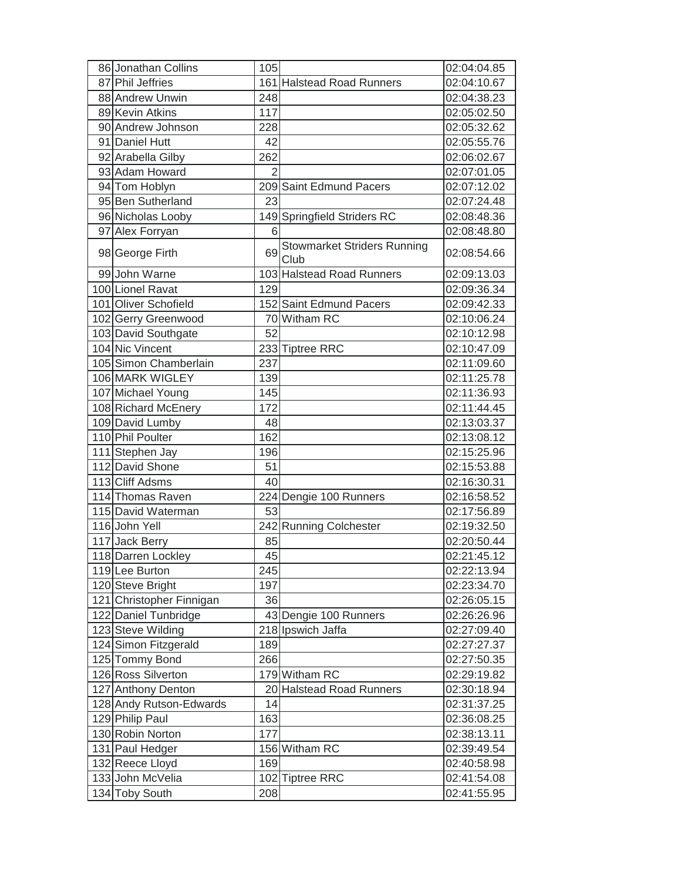| | | | | |
|---|---|---|---|---|
| 86 | Jonathan Collins | 105 | | 02:04:04.85 |
| 87 | Phil Jeffries | 161 | Halstead Road Runners | 02:04:10.67 |
| 88 | Andrew Unwin | 248 | | 02:04:38.23 |
| 89 | Kevin Atkins | 117 | | 02:05:02.50 |
| 90 | Andrew Johnson | 228 | | 02:05:32.62 |
| 91 | Daniel Hutt | 42 | | 02:05:55.76 |
| 92 | Arabella Gilby | 262 | | 02:06:02.67 |
| 93 | Adam Howard | 2 | | 02:07:01.05 |
| 94 | Tom Hoblyn | 209 | Saint Edmund Pacers | 02:07:12.02 |
| 95 | Ben Sutherland | 23 | | 02:07:24.48 |
| 96 | Nicholas Looby | 149 | Springfield Striders RC | 02:08:48.36 |
| 97 | Alex Forryan | 6 | | 02:08:48.80 |
| 98 | George Firth | 69 | Stowmarket Striders Running Club | 02:08:54.66 |
| 99 | John Warne | 103 | Halstead Road Runners | 02:09:13.03 |
| 100 | Lionel Ravat | 129 | | 02:09:36.34 |
| 101 | Oliver Schofield | 152 | Saint Edmund Pacers | 02:09:42.33 |
| 102 | Gerry Greenwood | 70 | Witham RC | 02:10:06.24 |
| 103 | David Southgate | 52 | | 02:10:12.98 |
| 104 | Nic Vincent | 233 | Tiptree RRC | 02:10:47.09 |
| 105 | Simon Chamberlain | 237 | | 02:11:09.60 |
| 106 | MARK WIGLEY | 139 | | 02:11:25.78 |
| 107 | Michael Young | 145 | | 02:11:36.93 |
| 108 | Richard McEnery | 172 | | 02:11:44.45 |
| 109 | David Lumby | 48 | | 02:13:03.37 |
| 110 | Phil Poulter | 162 | | 02:13:08.12 |
| 111 | Stephen Jay | 196 | | 02:15:25.96 |
| 112 | David Shone | 51 | | 02:15:53.88 |
| 113 | Cliff Adsms | 40 | | 02:16:30.31 |
| 114 | Thomas Raven | 224 | Dengie 100 Runners | 02:16:58.52 |
| 115 | David Waterman | 53 | | 02:17:56.89 |
| 116 | John Yell | 242 | Running Colchester | 02:19:32.50 |
| 117 | Jack Berry | 85 | | 02:20:50.44 |
| 118 | Darren Lockley | 45 | | 02:21:45.12 |
| 119 | Lee Burton | 245 | | 02:22:13.94 |
| 120 | Steve Bright | 197 | | 02:23:34.70 |
| 121 | Christopher Finnigan | 36 | | 02:26:05.15 |
| 122 | Daniel Tunbridge | 43 | Dengie 100 Runners | 02:26:26.96 |
| 123 | Steve Wilding | 218 | Ipswich Jaffa | 02:27:09.40 |
| 124 | Simon Fitzgerald | 189 | | 02:27:27.37 |
| 125 | Tommy Bond | 266 | | 02:27:50.35 |
| 126 | Ross Silverton | 179 | Witham RC | 02:29:19.82 |
| 127 | Anthony Denton | 20 | Halstead Road Runners | 02:30:18.94 |
| 128 | Andy Rutson-Edwards | 14 | | 02:31:37.25 |
| 129 | Philip Paul | 163 | | 02:36:08.25 |
| 130 | Robin Norton | 177 | | 02:38:13.11 |
| 131 | Paul Hedger | 156 | Witham RC | 02:39:49.54 |
| 132 | Reece Lloyd | 169 | | 02:40:58.98 |
| 133 | John McVelia | 102 | Tiptree RRC | 02:41:54.08 |
| 134 | Toby South | 208 | | 02:41:55.95 |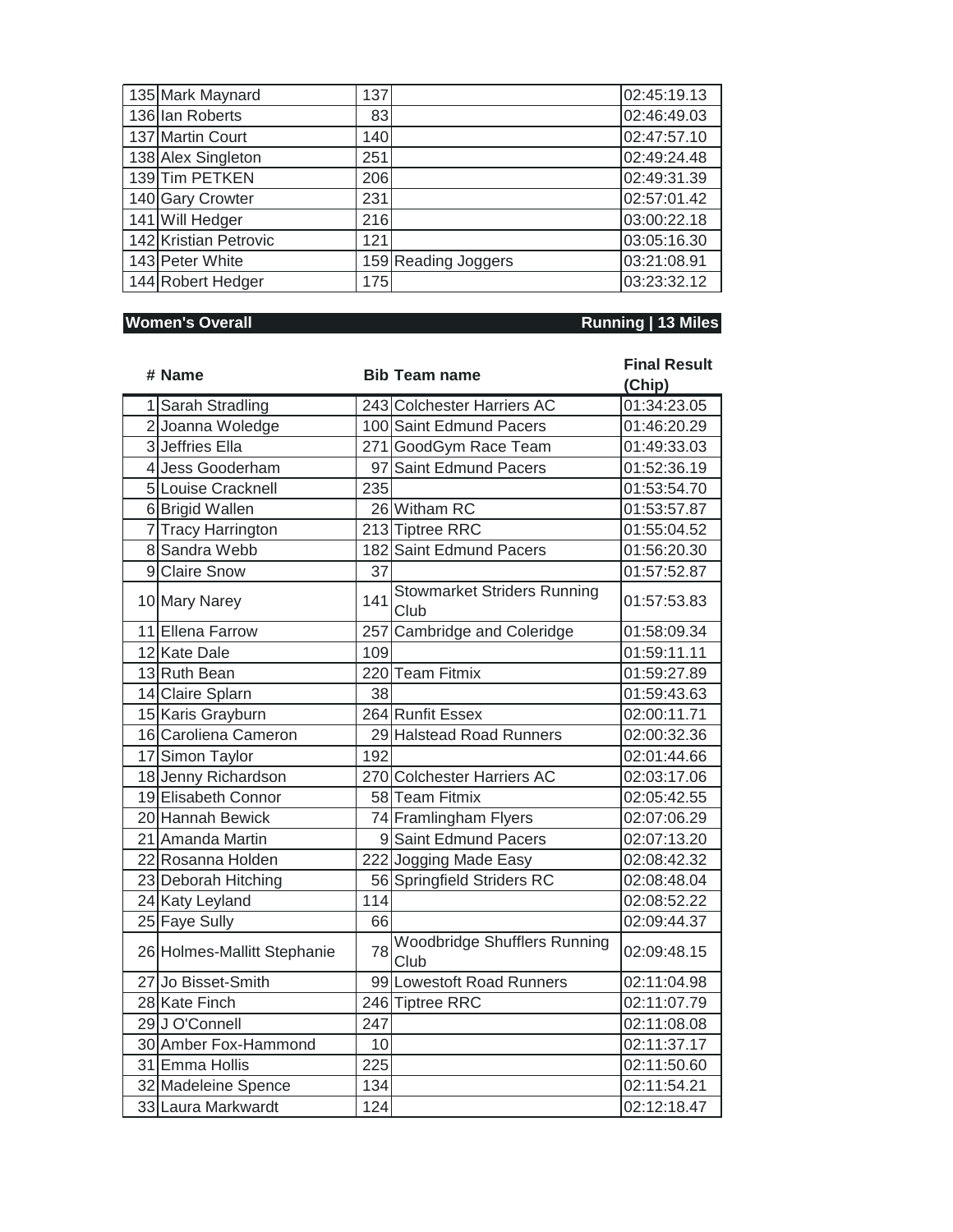| # | Name | Bib | Team name | Final Result (Chip) |
|---|---|---|---|---|
| 135 | Mark Maynard | 137 | | 02:45:19.13 |
| 136 | Ian Roberts | 83 | | 02:46:49.03 |
| 137 | Martin Court | 140 | | 02:47:57.10 |
| 138 | Alex Singleton | 251 | | 02:49:24.48 |
| 139 | Tim PETKEN | 206 | | 02:49:31.39 |
| 140 | Gary Crowter | 231 | | 02:57:01.42 |
| 141 | Will Hedger | 216 | | 03:00:22.18 |
| 142 | Kristian Petrovic | 121 | | 03:05:16.30 |
| 143 | Peter White | 159 | Reading Joggers | 03:21:08.91 |
| 144 | Robert Hedger | 175 | | 03:23:32.12 |

## Women's Overall — Running | 13 Miles

| # | Name | Bib | Team name | Final Result (Chip) |
|---|---|---|---|---|
| 1 | Sarah Stradling | 243 | Colchester Harriers AC | 01:34:23.05 |
| 2 | Joanna Woledge | 100 | Saint Edmund Pacers | 01:46:20.29 |
| 3 | Jeffries Ella | 271 | GoodGym Race Team | 01:49:33.03 |
| 4 | Jess Gooderham | 97 | Saint Edmund Pacers | 01:52:36.19 |
| 5 | Louise Cracknell | 235 | | 01:53:54.70 |
| 6 | Brigid Wallen | 26 | Witham RC | 01:53:57.87 |
| 7 | Tracy Harrington | 213 | Tiptree RRC | 01:55:04.52 |
| 8 | Sandra Webb | 182 | Saint Edmund Pacers | 01:56:20.30 |
| 9 | Claire Snow | 37 | | 01:57:52.87 |
| 10 | Mary Narey | 141 | Stowmarket Striders Running Club | 01:57:53.83 |
| 11 | Ellena Farrow | 257 | Cambridge and Coleridge | 01:58:09.34 |
| 12 | Kate Dale | 109 | | 01:59:11.11 |
| 13 | Ruth Bean | 220 | Team Fitmix | 01:59:27.89 |
| 14 | Claire Splarn | 38 | | 01:59:43.63 |
| 15 | Karis Grayburn | 264 | Runfit Essex | 02:00:11.71 |
| 16 | Caroliena Cameron | 29 | Halstead Road Runners | 02:00:32.36 |
| 17 | Simon Taylor | 192 | | 02:01:44.66 |
| 18 | Jenny Richardson | 270 | Colchester Harriers AC | 02:03:17.06 |
| 19 | Elisabeth Connor | 58 | Team Fitmix | 02:05:42.55 |
| 20 | Hannah Bewick | 74 | Framlingham Flyers | 02:07:06.29 |
| 21 | Amanda Martin | 9 | Saint Edmund Pacers | 02:07:13.20 |
| 22 | Rosanna Holden | 222 | Jogging Made Easy | 02:08:42.32 |
| 23 | Deborah Hitching | 56 | Springfield Striders RC | 02:08:48.04 |
| 24 | Katy Leyland | 114 | | 02:08:52.22 |
| 25 | Faye Sully | 66 | | 02:09:44.37 |
| 26 | Holmes-Mallitt Stephanie | 78 | Woodbridge Shufflers Running Club | 02:09:48.15 |
| 27 | Jo Bisset-Smith | 99 | Lowestoft Road Runners | 02:11:04.98 |
| 28 | Kate Finch | 246 | Tiptree RRC | 02:11:07.79 |
| 29 | J O'Connell | 247 | | 02:11:08.08 |
| 30 | Amber Fox-Hammond | 10 | | 02:11:37.17 |
| 31 | Emma Hollis | 225 | | 02:11:50.60 |
| 32 | Madeleine Spence | 134 | | 02:11:54.21 |
| 33 | Laura Markwardt | 124 | | 02:12:18.47 |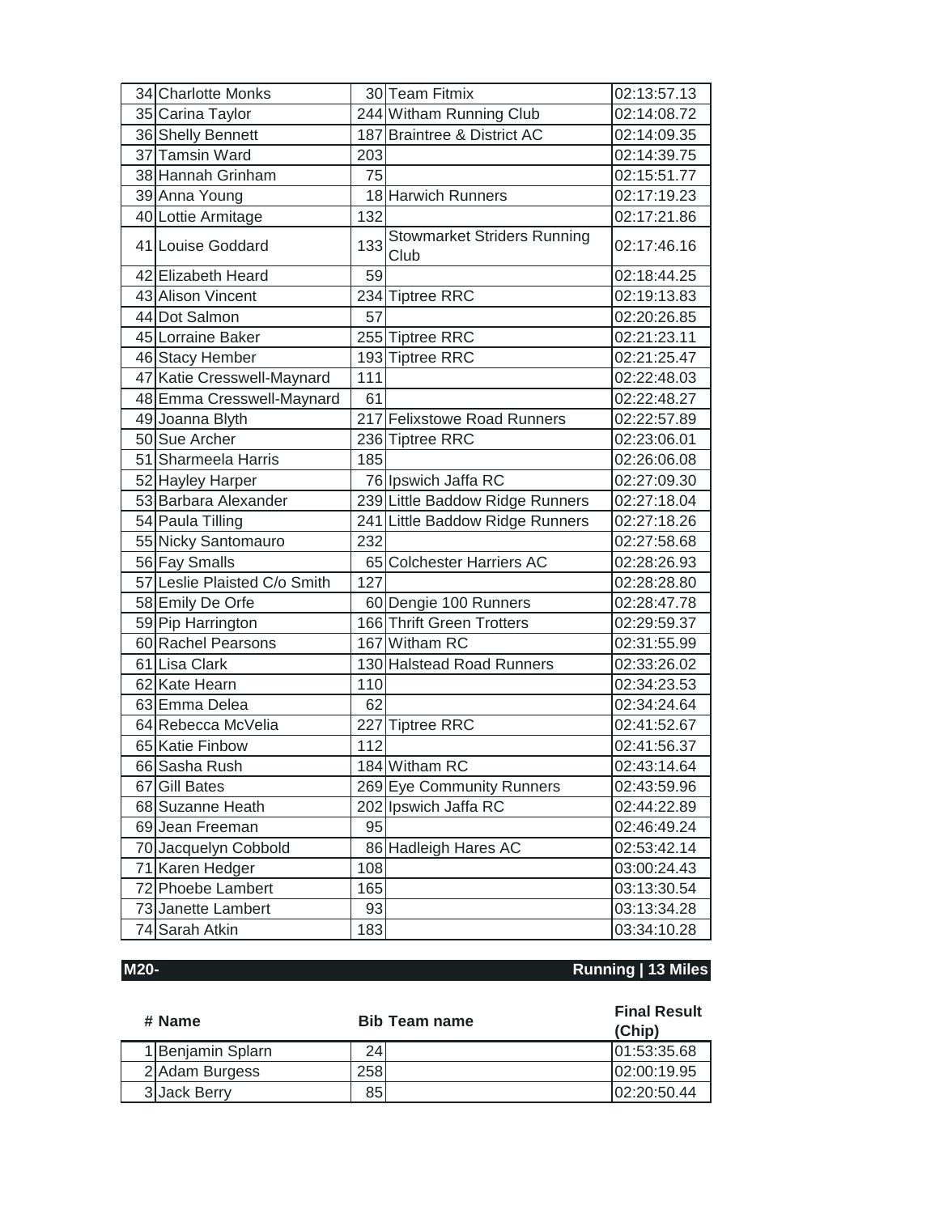| # | Name | Bib | Team name | Final Result (Chip) |
|---|---|---|---|---|
| 34 | Charlotte Monks | 30 | Team Fitmix | 02:13:57.13 |
| 35 | Carina Taylor | 244 | Witham Running Club | 02:14:08.72 |
| 36 | Shelly Bennett | 187 | Braintree & District AC | 02:14:09.35 |
| 37 | Tamsin Ward | 203 | | 02:14:39.75 |
| 38 | Hannah Grinham | 75 | | 02:15:51.77 |
| 39 | Anna Young | 18 | Harwich Runners | 02:17:19.23 |
| 40 | Lottie Armitage | 132 | | 02:17:21.86 |
| 41 | Louise Goddard | 133 | Stowmarket Striders Running Club | 02:17:46.16 |
| 42 | Elizabeth Heard | 59 | | 02:18:44.25 |
| 43 | Alison Vincent | 234 | Tiptree RRC | 02:19:13.83 |
| 44 | Dot Salmon | 57 | | 02:20:26.85 |
| 45 | Lorraine Baker | 255 | Tiptree RRC | 02:21:23.11 |
| 46 | Stacy Hember | 193 | Tiptree RRC | 02:21:25.47 |
| 47 | Katie Cresswell-Maynard | 111 | | 02:22:48.03 |
| 48 | Emma Cresswell-Maynard | 61 | | 02:22:48.27 |
| 49 | Joanna Blyth | 217 | Felixstowe Road Runners | 02:22:57.89 |
| 50 | Sue Archer | 236 | Tiptree RRC | 02:23:06.01 |
| 51 | Sharmeela Harris | 185 | | 02:26:06.08 |
| 52 | Hayley Harper | 76 | Ipswich Jaffa RC | 02:27:09.30 |
| 53 | Barbara Alexander | 239 | Little Baddow Ridge Runners | 02:27:18.04 |
| 54 | Paula Tilling | 241 | Little Baddow Ridge Runners | 02:27:18.26 |
| 55 | Nicky Santomauro | 232 | | 02:27:58.68 |
| 56 | Fay Smalls | 65 | Colchester Harriers AC | 02:28:26.93 |
| 57 | Leslie Plaisted C/o Smith | 127 | | 02:28:28.80 |
| 58 | Emily De Orfe | 60 | Dengie 100 Runners | 02:28:47.78 |
| 59 | Pip Harrington | 166 | Thrift Green Trotters | 02:29:59.37 |
| 60 | Rachel Pearsons | 167 | Witham RC | 02:31:55.99 |
| 61 | Lisa Clark | 130 | Halstead Road Runners | 02:33:26.02 |
| 62 | Kate Hearn | 110 | | 02:34:23.53 |
| 63 | Emma Delea | 62 | | 02:34:24.64 |
| 64 | Rebecca McVelia | 227 | Tiptree RRC | 02:41:52.67 |
| 65 | Katie Finbow | 112 | | 02:41:56.37 |
| 66 | Sasha Rush | 184 | Witham RC | 02:43:14.64 |
| 67 | Gill Bates | 269 | Eye Community Runners | 02:43:59.96 |
| 68 | Suzanne Heath | 202 | Ipswich Jaffa RC | 02:44:22.89 |
| 69 | Jean Freeman | 95 | | 02:46:49.24 |
| 70 | Jacquelyn Cobbold | 86 | Hadleigh Hares AC | 02:53:42.14 |
| 71 | Karen Hedger | 108 | | 03:00:24.43 |
| 72 | Phoebe Lambert | 165 | | 03:13:30.54 |
| 73 | Janette Lambert | 93 | | 03:13:34.28 |
| 74 | Sarah Atkin | 183 | | 03:34:10.28 |

**M20-** **Running | 13 Miles**

| # | Name | Bib | Team name | Final Result (Chip) |
|---|---|---|---|---|
| 1 | Benjamin Splarn | 24 | | 01:53:35.68 |
| 2 | Adam Burgess | 258 | | 02:00:19.95 |
| 3 | Jack Berry | 85 | | 02:20:50.44 |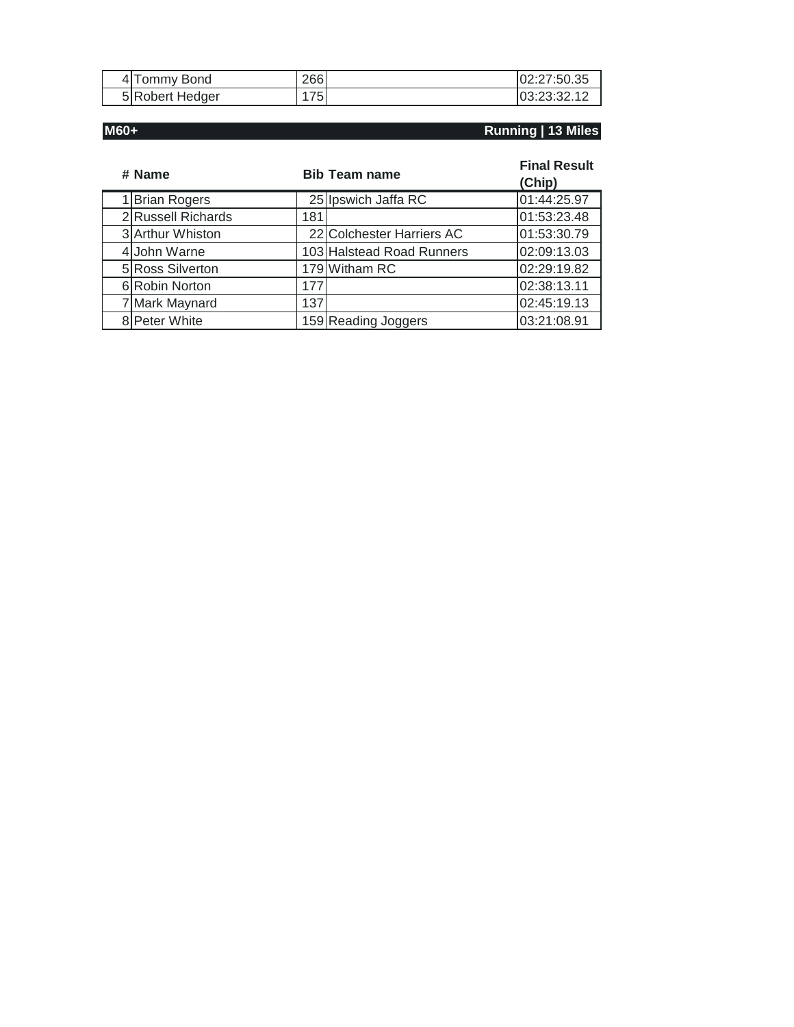| | | | | |
|---|---|---|---|---|
| 4 | Tommy Bond | 266 | | 02:27:50.35 |
| 5 | Robert Hedger | 175 | | 03:23:32.12 |

## M60+ Running | 13 Miles

| # | Name | Bib | Team name | Final Result (Chip) |
|---|---|---|---|---|
| 1 | Brian Rogers | 25 | Ipswich Jaffa RC | 01:44:25.97 |
| 2 | Russell Richards | 181 | | 01:53:23.48 |
| 3 | Arthur Whiston | 22 | Colchester Harriers AC | 01:53:30.79 |
| 4 | John Warne | 103 | Halstead Road Runners | 02:09:13.03 |
| 5 | Ross Silverton | 179 | Witham RC | 02:29:19.82 |
| 6 | Robin Norton | 177 | | 02:38:13.11 |
| 7 | Mark Maynard | 137 | | 02:45:19.13 |
| 8 | Peter White | 159 | Reading Joggers | 03:21:08.91 |